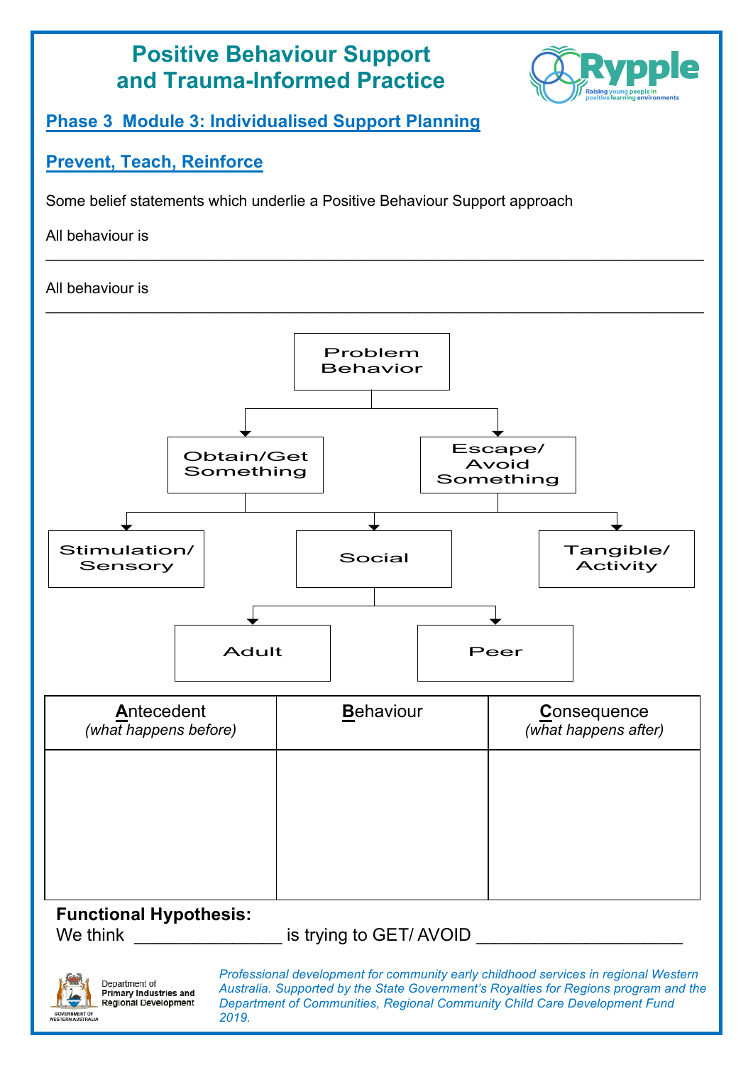# Positive Behaviour Support and Trauma-Informed Practice

## Phase 3 Module 3: Individualised Support Planning

## Prevent, Teach, Reinforce

Some belief statements which underlie a Positive Behaviour Support approach

All behaviour is \_\_\_\_\_\_\_\_\_\_\_\_\_\_\_\_\_\_\_\_\_\_\_\_\_\_\_\_\_\_\_\_\_\_\_\_\_\_\_\_\_\_\_\_\_\_\_\_\_\_\_\_\_\_\_\_\_\_\_\_

All behaviour is \_\_\_\_\_\_\_\_\_\_\_\_\_\_\_\_\_\_\_\_\_\_\_\_\_\_\_\_\_\_\_\_\_\_\_\_\_\_\_\_\_\_\_\_\_\_\_\_\_\_\_\_\_\_\_\_\_\_\_\_

- Problem Behavior
  - Obtain/Get Something
  - Escape/ Avoid Something
    - Stimulation/ Sensory
    - Social
      - Adult
      - Peer
    - Tangible/ Activity

| **A**ntecedent *(what happens before)* | **B**ehaviour | **C**onsequence *(what happens after)* |
|---|---|---|
| | | |

**Functional Hypothesis:**
We think \_\_\_\_\_\_\_\_\_\_\_\_\_\_\_ is trying to GET/ AVOID \_\_\_\_\_\_\_\_\_\_\_\_\_\_\_\_\_\_\_\_\_

Department of Primary Industries and Regional Development

*Professional development for community early childhood services in regional Western Australia. Supported by the State Government's Royalties for Regions program and the Department of Communities, Regional Community Child Care Development Fund 2019.*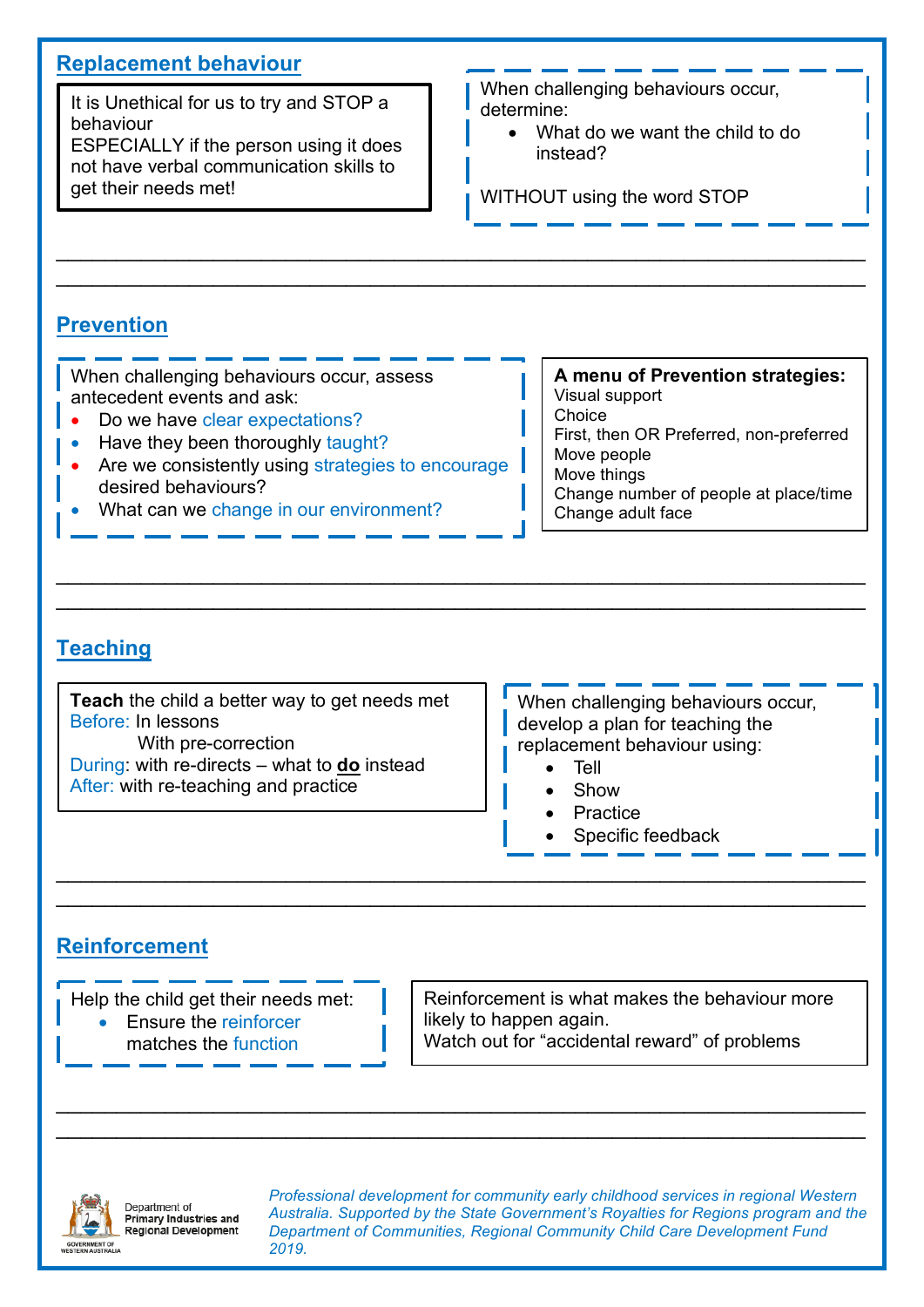## Replacement behaviour

It is Unethical for us to try and STOP a behaviour
ESPECIALLY if the person using it does not have verbal communication skills to get their needs met!

When challenging behaviours occur, determine:

- What do we want the child to do instead?

WITHOUT using the word STOP

## Prevention

When challenging behaviours occur, assess antecedent events and ask:

- Do we have clear expectations?
- Have they been thoroughly taught?
- Are we consistently using strategies to encourage desired behaviours?
- What can we change in our environment?

**A menu of Prevention strategies:**
Visual support
Choice
First, then OR Preferred, non-preferred
Move people
Move things
Change number of people at place/time
Change adult face

## Teaching

**Teach** the child a better way to get needs met
Before: In lessons
With pre-correction
During: with re-directs – what to **do** instead
After: with re-teaching and practice

When challenging behaviours occur, develop a plan for teaching the replacement behaviour using:

- Tell
- Show
- Practice
- Specific feedback

## Reinforcement

Help the child get their needs met:

- Ensure the reinforcer matches the function

Reinforcement is what makes the behaviour more likely to happen again.
Watch out for "accidental reward" of problems

Department of Primary Industries and Regional Development
GOVERNMENT OF WESTERN AUSTRALIA

*Professional development for community early childhood services in regional Western Australia. Supported by the State Government's Royalties for Regions program and the Department of Communities, Regional Community Child Care Development Fund 2019.*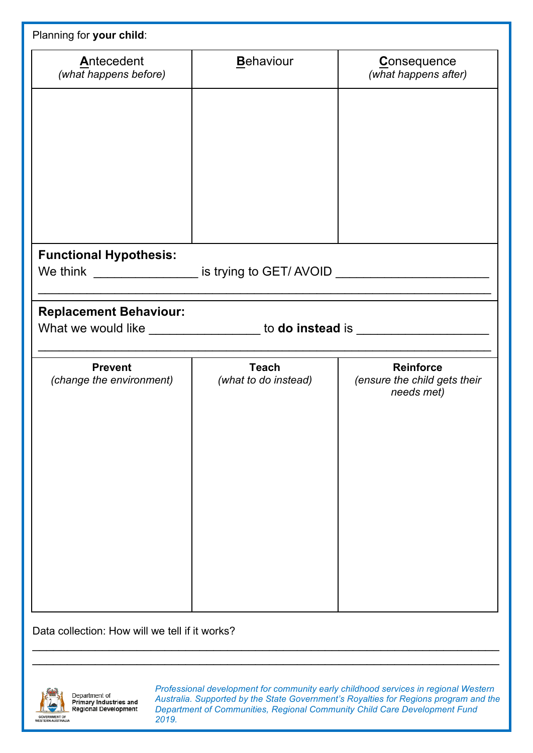Planning for **your child**:

| **A**ntecedent *(what happens before)* | **B**ehaviour | **C**onsequence *(what happens after)* |
|---|---|---|
| | | |

**Functional Hypothesis:**

We think _______________ is trying to GET/ AVOID ______________________

____________________________________________________________________

**Replacement Behaviour:**

What we would like ________________ to **do instead** is ___________________

____________________________________________________________________

| **Prevent** *(change the environment)* | **Teach** *(what to do instead)* | **Reinforce** *(ensure the child gets their needs met)* |
|---|---|---|
| | | |

Data collection: How will we tell if it works?

____________________________________________________________________

____________________________________________________________________

Department of **Primary Industries and Regional Development**

GOVERNMENT OF WESTERN AUSTRALIA

*Professional development for community early childhood services in regional Western Australia. Supported by the State Government's Royalties for Regions program and the Department of Communities, Regional Community Child Care Development Fund 2019.*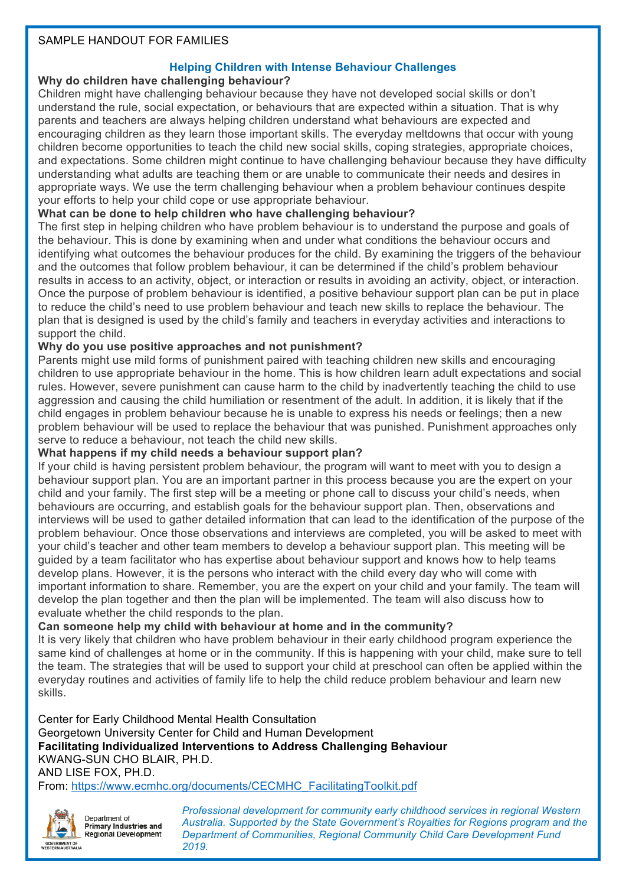SAMPLE HANDOUT FOR FAMILIES

## Helping Children with Intense Behaviour Challenges

**Why do children have challenging behaviour?**

Children might have challenging behaviour because they have not developed social skills or don't understand the rule, social expectation, or behaviours that are expected within a situation. That is why parents and teachers are always helping children understand what behaviours are expected and encouraging children as they learn those important skills. The everyday meltdowns that occur with young children become opportunities to teach the child new social skills, coping strategies, appropriate choices, and expectations. Some children might continue to have challenging behaviour because they have difficulty understanding what adults are teaching them or are unable to communicate their needs and desires in appropriate ways. We use the term challenging behaviour when a problem behaviour continues despite your efforts to help your child cope or use appropriate behaviour.

**What can be done to help children who have challenging behaviour?**

The first step in helping children who have problem behaviour is to understand the purpose and goals of the behaviour. This is done by examining when and under what conditions the behaviour occurs and identifying what outcomes the behaviour produces for the child. By examining the triggers of the behaviour and the outcomes that follow problem behaviour, it can be determined if the child's problem behaviour results in access to an activity, object, or interaction or results in avoiding an activity, object, or interaction. Once the purpose of problem behaviour is identified, a positive behaviour support plan can be put in place to reduce the child's need to use problem behaviour and teach new skills to replace the behaviour. The plan that is designed is used by the child's family and teachers in everyday activities and interactions to support the child.

**Why do you use positive approaches and not punishment?**

Parents might use mild forms of punishment paired with teaching children new skills and encouraging children to use appropriate behaviour in the home. This is how children learn adult expectations and social rules. However, severe punishment can cause harm to the child by inadvertently teaching the child to use aggression and causing the child humiliation or resentment of the adult. In addition, it is likely that if the child engages in problem behaviour because he is unable to express his needs or feelings; then a new problem behaviour will be used to replace the behaviour that was punished. Punishment approaches only serve to reduce a behaviour, not teach the child new skills.

**What happens if my child needs a behaviour support plan?**

If your child is having persistent problem behaviour, the program will want to meet with you to design a behaviour support plan. You are an important partner in this process because you are the expert on your child and your family. The first step will be a meeting or phone call to discuss your child's needs, when behaviours are occurring, and establish goals for the behaviour support plan. Then, observations and interviews will be used to gather detailed information that can lead to the identification of the purpose of the problem behaviour. Once those observations and interviews are completed, you will be asked to meet with your child's teacher and other team members to develop a behaviour support plan. This meeting will be guided by a team facilitator who has expertise about behaviour support and knows how to help teams develop plans. However, it is the persons who interact with the child every day who will come with important information to share. Remember, you are the expert on your child and your family. The team will develop the plan together and then the plan will be implemented. The team will also discuss how to evaluate whether the child responds to the plan.

**Can someone help my child with behaviour at home and in the community?**

It is very likely that children who have problem behaviour in their early childhood program experience the same kind of challenges at home or in the community. If this is happening with your child, make sure to tell the team. The strategies that will be used to support your child at preschool can often be applied within the everyday routines and activities of family life to help the child reduce problem behaviour and learn new skills.

Center for Early Childhood Mental Health Consultation
Georgetown University Center for Child and Human Development
**Facilitating Individualized Interventions to Address Challenging Behaviour**
KWANG-SUN CHO BLAIR, PH.D.
AND LISE FOX, PH.D.
From: https://www.ecmhc.org/documents/CECMHC_FacilitatingToolkit.pdf

Department of Primary Industries and Regional Development
GOVERNMENT OF WESTERN AUSTRALIA

*Professional development for community early childhood services in regional Western Australia. Supported by the State Government's Royalties for Regions program and the Department of Communities, Regional Community Child Care Development Fund 2019.*